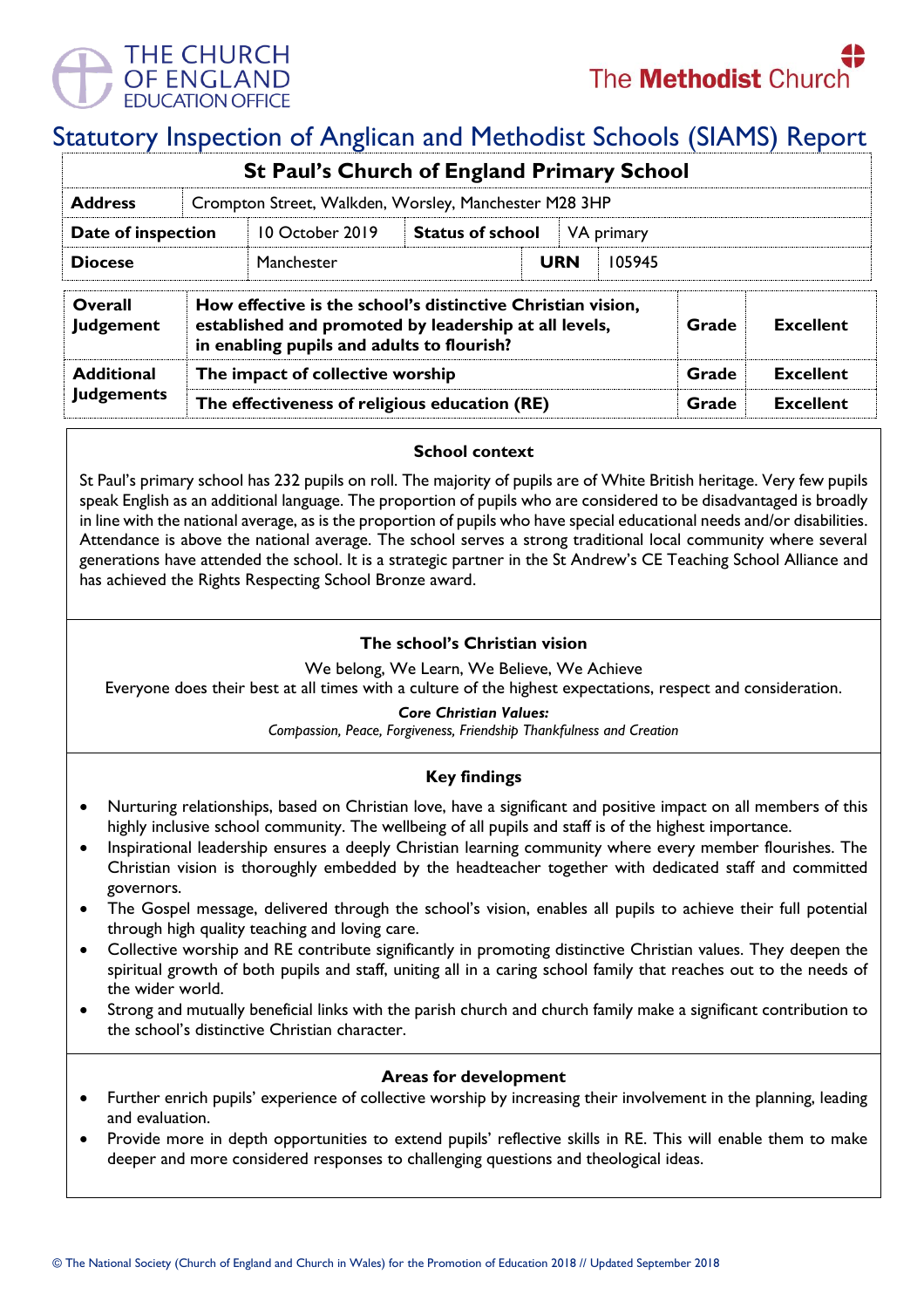# Statutory Inspection of Anglican and Methodist Schools (SIAMS) Report

| St Paul's Church of England Primary School | | | | | |
|---|---|---|---|---|---|
| **Address** | Crompton Street, Walkden, Worsley, Manchester M28 3HP | | | | |
| **Date of inspection** | 10 October 2019 | **Status of school** | VA primary | | |
| **Diocese** | Manchester | | **URN** | 105945 | |

| | | | |
|---|---|---|---|
| **Overall Judgement** | **How effective is the school's distinctive Christian vision, established and promoted by leadership at all levels, in enabling pupils and adults to flourish?** | **Grade** | **Excellent** |
| **Additional Judgements** | **The impact of collective worship** | **Grade** | **Excellent** |
| | **The effectiveness of religious education (RE)** | **Grade** | **Excellent** |

### School context

St Paul's primary school has 232 pupils on roll. The majority of pupils are of White British heritage. Very few pupils speak English as an additional language. The proportion of pupils who are considered to be disadvantaged is broadly in line with the national average, as is the proportion of pupils who have special educational needs and/or disabilities. Attendance is above the national average. The school serves a strong traditional local community where several generations have attended the school. It is a strategic partner in the St Andrew's CE Teaching School Alliance and has achieved the Rights Respecting School Bronze award.

### The school's Christian vision

We belong, We Learn, We Believe, We Achieve

Everyone does their best at all times with a culture of the highest expectations, respect and consideration.

***Core Christian Values:***

*Compassion, Peace, Forgiveness, Friendship Thankfulness and Creation*

### Key findings

- Nurturing relationships, based on Christian love, have a significant and positive impact on all members of this highly inclusive school community. The wellbeing of all pupils and staff is of the highest importance.
- Inspirational leadership ensures a deeply Christian learning community where every member flourishes. The Christian vision is thoroughly embedded by the headteacher together with dedicated staff and committed governors.
- The Gospel message, delivered through the school's vision, enables all pupils to achieve their full potential through high quality teaching and loving care.
- Collective worship and RE contribute significantly in promoting distinctive Christian values. They deepen the spiritual growth of both pupils and staff, uniting all in a caring school family that reaches out to the needs of the wider world.
- Strong and mutually beneficial links with the parish church and church family make a significant contribution to the school's distinctive Christian character.

### Areas for development

- Further enrich pupils' experience of collective worship by increasing their involvement in the planning, leading and evaluation.
- Provide more in depth opportunities to extend pupils' reflective skills in RE. This will enable them to make deeper and more considered responses to challenging questions and theological ideas.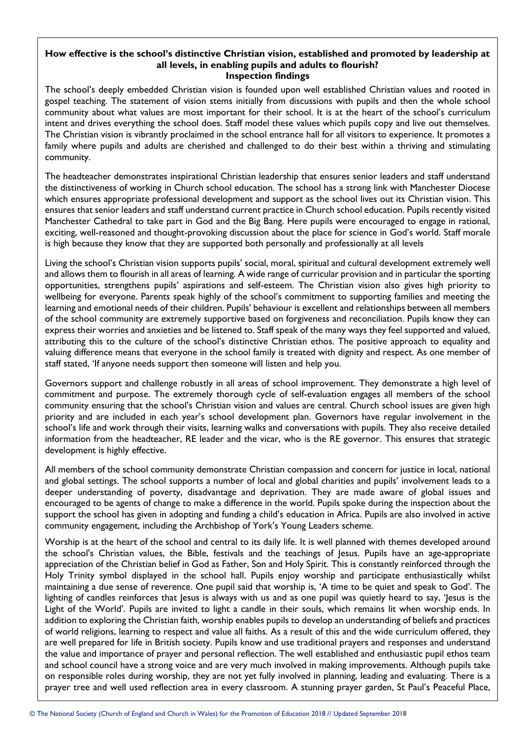**How effective is the school's distinctive Christian vision, established and promoted by leadership at all levels, in enabling pupils and adults to flourish?**
**Inspection findings**

The school's deeply embedded Christian vision is founded upon well established Christian values and rooted in gospel teaching. The statement of vision stems initially from discussions with pupils and then the whole school community about what values are most important for their school. It is at the heart of the school's curriculum intent and drives everything the school does. Staff model these values which pupils copy and live out themselves. The Christian vision is vibrantly proclaimed in the school entrance hall for all visitors to experience. It promotes a family where pupils and adults are cherished and challenged to do their best within a thriving and stimulating community.

The headteacher demonstrates inspirational Christian leadership that ensures senior leaders and staff understand the distinctiveness of working in Church school education. The school has a strong link with Manchester Diocese which ensures appropriate professional development and support as the school lives out its Christian vision. This ensures that senior leaders and staff understand current practice in Church school education. Pupils recently visited Manchester Cathedral to take part in God and the Big Bang. Here pupils were encouraged to engage in rational, exciting, well-reasoned and thought-provoking discussion about the place for science in God's world. Staff morale is high because they know that they are supported both personally and professionally at all levels

Living the school's Christian vision supports pupils' social, moral, spiritual and cultural development extremely well and allows them to flourish in all areas of learning. A wide range of curricular provision and in particular the sporting opportunities, strengthens pupils' aspirations and self-esteem. The Christian vision also gives high priority to wellbeing for everyone. Parents speak highly of the school's commitment to supporting families and meeting the learning and emotional needs of their children. Pupils' behaviour is excellent and relationships between all members of the school community are extremely supportive based on forgiveness and reconciliation. Pupils know they can express their worries and anxieties and be listened to. Staff speak of the many ways they feel supported and valued, attributing this to the culture of the school's distinctive Christian ethos. The positive approach to equality and valuing difference means that everyone in the school family is treated with dignity and respect. As one member of staff stated, 'If anyone needs support then someone will listen and help you.

Governors support and challenge robustly in all areas of school improvement. They demonstrate a high level of commitment and purpose. The extremely thorough cycle of self-evaluation engages all members of the school community ensuring that the school's Christian vision and values are central. Church school issues are given high priority and are included in each year's school development plan. Governors have regular involvement in the school's life and work through their visits, learning walks and conversations with pupils. They also receive detailed information from the headteacher, RE leader and the vicar, who is the RE governor. This ensures that strategic development is highly effective.

All members of the school community demonstrate Christian compassion and concern for justice in local, national and global settings. The school supports a number of local and global charities and pupils' involvement leads to a deeper understanding of poverty, disadvantage and deprivation. They are made aware of global issues and encouraged to be agents of change to make a difference in the world. Pupils spoke during the inspection about the support the school has given in adopting and funding a child's education in Africa. Pupils are also involved in active community engagement, including the Archbishop of York's Young Leaders scheme.

Worship is at the heart of the school and central to its daily life. It is well planned with themes developed around the school's Christian values, the Bible, festivals and the teachings of Jesus. Pupils have an age-appropriate appreciation of the Christian belief in God as Father, Son and Holy Spirit. This is constantly reinforced through the Holy Trinity symbol displayed in the school hall. Pupils enjoy worship and participate enthusiastically whilst maintaining a due sense of reverence. One pupil said that worship is, 'A time to be quiet and speak to God'. The lighting of candles reinforces that Jesus is always with us and as one pupil was quietly heard to say, 'Jesus is the Light of the World'. Pupils are invited to light a candle in their souls, which remains lit when worship ends. In addition to exploring the Christian faith, worship enables pupils to develop an understanding of beliefs and practices of world religions, learning to respect and value all faiths. As a result of this and the wide curriculum offered, they are well prepared for life in British society. Pupils know and use traditional prayers and responses and understand the value and importance of prayer and personal reflection. The well established and enthusiastic pupil ethos team and school council have a strong voice and are very much involved in making improvements. Although pupils take on responsible roles during worship, they are not yet fully involved in planning, leading and evaluating. There is a prayer tree and well used reflection area in every classroom. A stunning prayer garden, St Paul's Peaceful Place,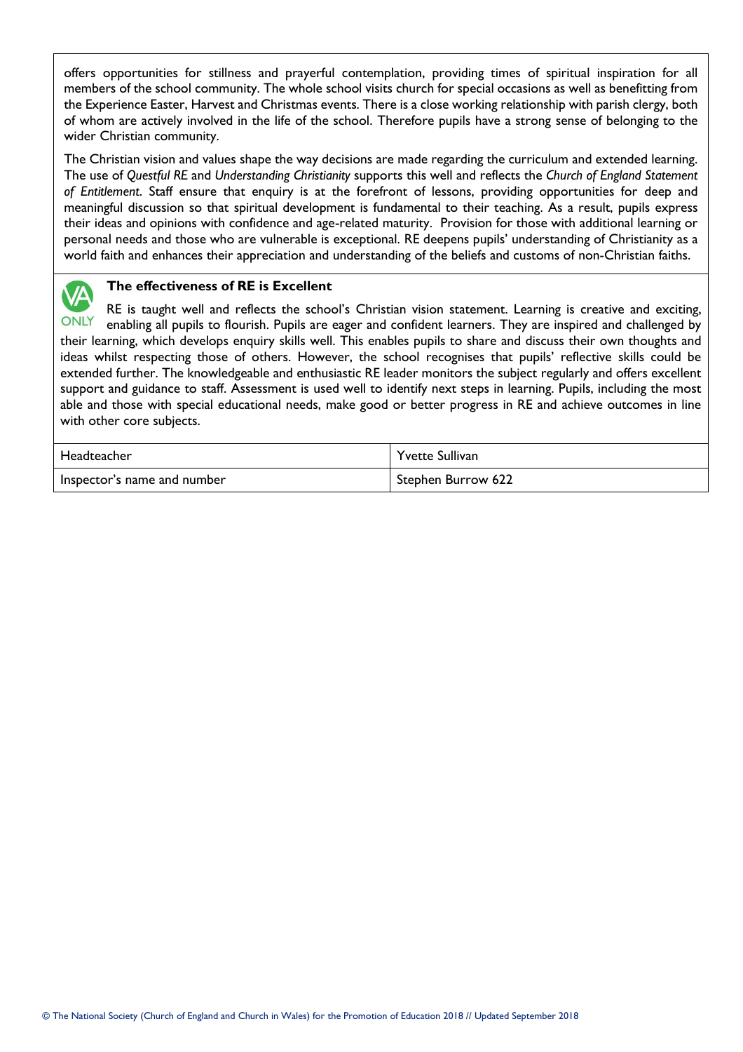offers opportunities for stillness and prayerful contemplation, providing times of spiritual inspiration for all members of the school community. The whole school visits church for special occasions as well as benefitting from the Experience Easter, Harvest and Christmas events. There is a close working relationship with parish clergy, both of whom are actively involved in the life of the school. Therefore pupils have a strong sense of belonging to the wider Christian community.

The Christian vision and values shape the way decisions are made regarding the curriculum and extended learning. The use of *Questful RE* and *Understanding Christianity* supports this well and reflects the *Church of England Statement of Entitlement*. Staff ensure that enquiry is at the forefront of lessons, providing opportunities for deep and meaningful discussion so that spiritual development is fundamental to their teaching. As a result, pupils express their ideas and opinions with confidence and age-related maturity. Provision for those with additional learning or personal needs and those who are vulnerable is exceptional. RE deepens pupils' understanding of Christianity as a world faith and enhances their appreciation and understanding of the beliefs and customs of non-Christian faiths.

VA ONLY

**The effectiveness of RE is Excellent**

RE is taught well and reflects the school's Christian vision statement. Learning is creative and exciting, enabling all pupils to flourish. Pupils are eager and confident learners. They are inspired and challenged by their learning, which develops enquiry skills well. This enables pupils to share and discuss their own thoughts and ideas whilst respecting those of others. However, the school recognises that pupils' reflective skills could be extended further. The knowledgeable and enthusiastic RE leader monitors the subject regularly and offers excellent support and guidance to staff. Assessment is used well to identify next steps in learning. Pupils, including the most able and those with special educational needs, make good or better progress in RE and achieve outcomes in line with other core subjects.

| | |
|---|---|
| Headteacher | Yvette Sullivan |
| Inspector's name and number | Stephen Burrow 622 |